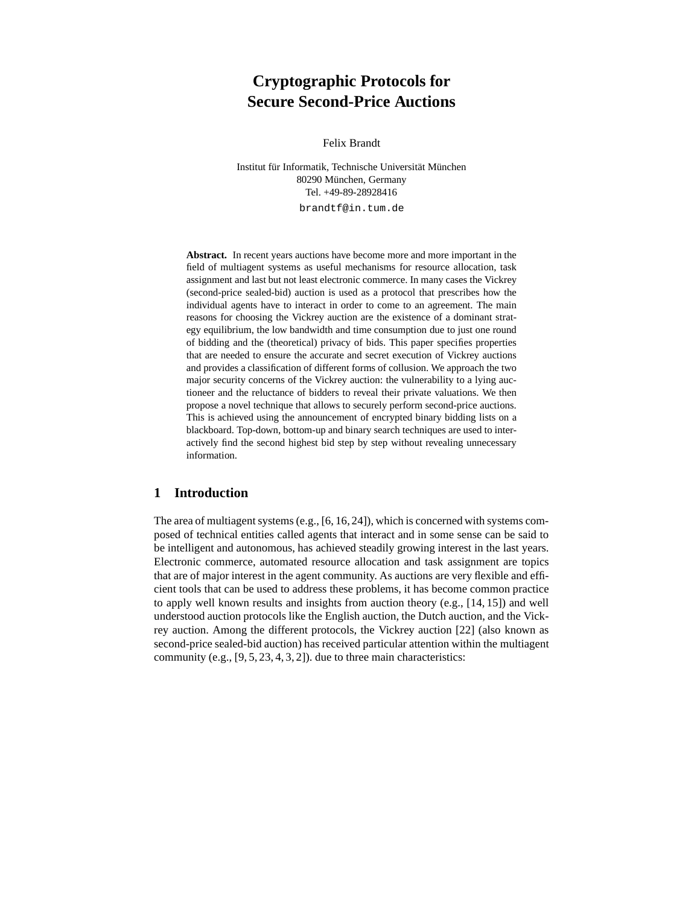# Cryptographic Protocols for Secure Second-Price Auctions

Felix Brandt

Institut für Informatik, Technische Universität München
80290 München, Germany
Tel. +49-89-28928416

brandtf@in.tum.de

**Abstract.** In recent years auctions have become more and more important in the field of multiagent systems as useful mechanisms for resource allocation, task assignment and last but not least electronic commerce. In many cases the Vickrey (second-price sealed-bid) auction is used as a protocol that prescribes how the individual agents have to interact in order to come to an agreement. The main reasons for choosing the Vickrey auction are the existence of a dominant strategy equilibrium, the low bandwidth and time consumption due to just one round of bidding and the (theoretical) privacy of bids. This paper specifies properties that are needed to ensure the accurate and secret execution of Vickrey auctions and provides a classification of different forms of collusion. We approach the two major security concerns of the Vickrey auction: the vulnerability to a lying auctioneer and the reluctance of bidders to reveal their private valuations. We then propose a novel technique that allows to securely perform second-price auctions. This is achieved using the announcement of encrypted binary bidding lists on a blackboard. Top-down, bottom-up and binary search techniques are used to interactively find the second highest bid step by step without revealing unnecessary information.

## 1 Introduction

The area of multiagent systems (e.g., [6, 16, 24]), which is concerned with systems composed of technical entities called agents that interact and in some sense can be said to be intelligent and autonomous, has achieved steadily growing interest in the last years. Electronic commerce, automated resource allocation and task assignment are topics that are of major interest in the agent community. As auctions are very flexible and efficient tools that can be used to address these problems, it has become common practice to apply well known results and insights from auction theory (e.g., [14, 15]) and well understood auction protocols like the English auction, the Dutch auction, and the Vickrey auction. Among the different protocols, the Vickrey auction [22] (also known as second-price sealed-bid auction) has received particular attention within the multiagent community (e.g., [9, 5, 23, 4, 3, 2]). due to three main characteristics: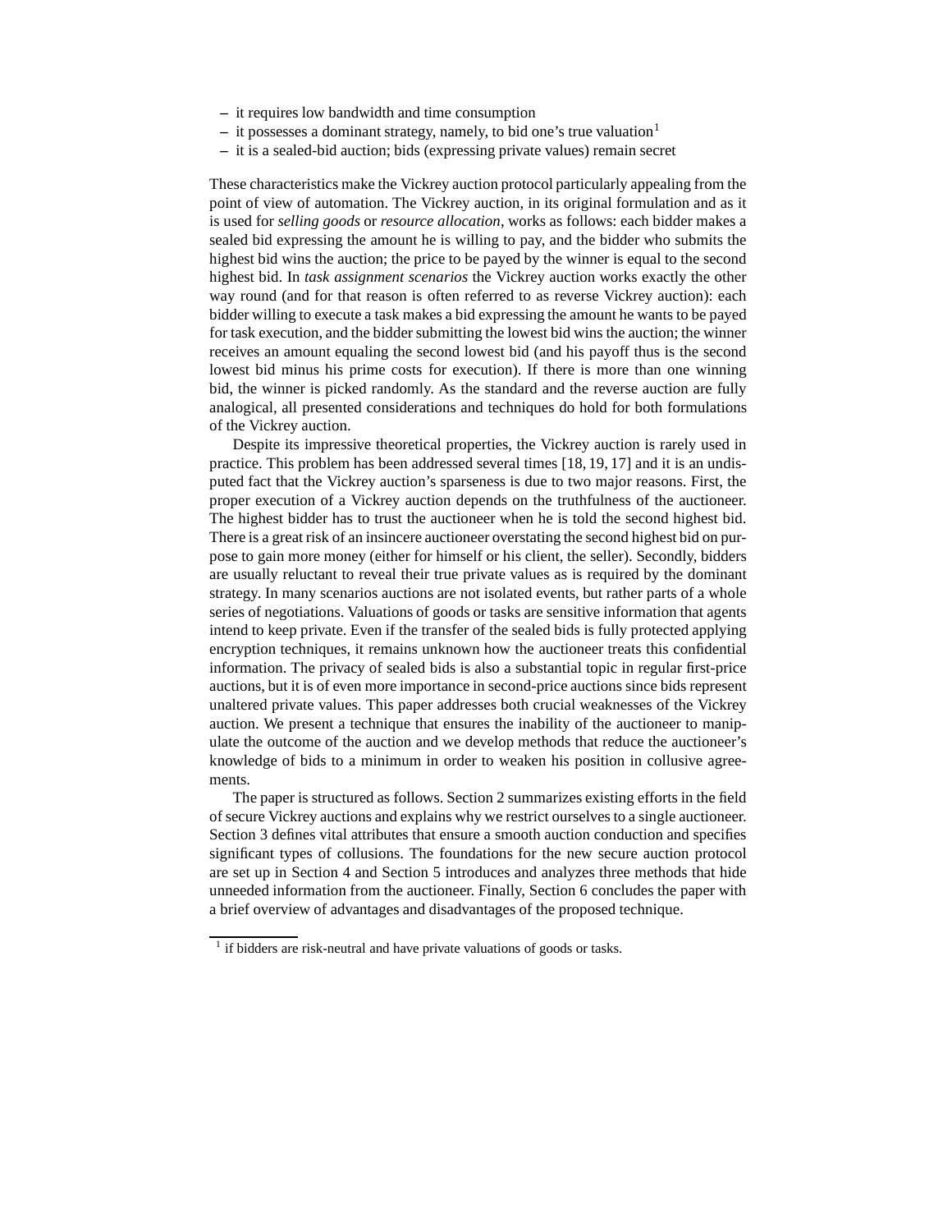- it requires low bandwidth and time consumption
- it possesses a dominant strategy, namely, to bid one's true valuation[1]
- it is a sealed-bid auction; bids (expressing private values) remain secret

These characteristics make the Vickrey auction protocol particularly appealing from the point of view of automation. The Vickrey auction, in its original formulation and as it is used for *selling goods* or *resource allocation*, works as follows: each bidder makes a sealed bid expressing the amount he is willing to pay, and the bidder who submits the highest bid wins the auction; the price to be payed by the winner is equal to the second highest bid. In *task assignment scenarios* the Vickrey auction works exactly the other way round (and for that reason is often referred to as reverse Vickrey auction): each bidder willing to execute a task makes a bid expressing the amount he wants to be payed for task execution, and the bidder submitting the lowest bid wins the auction; the winner receives an amount equaling the second lowest bid (and his payoff thus is the second lowest bid minus his prime costs for execution). If there is more than one winning bid, the winner is picked randomly. As the standard and the reverse auction are fully analogical, all presented considerations and techniques do hold for both formulations of the Vickrey auction.

Despite its impressive theoretical properties, the Vickrey auction is rarely used in practice. This problem has been addressed several times [18, 19, 17] and it is an undisputed fact that the Vickrey auction's sparseness is due to two major reasons. First, the proper execution of a Vickrey auction depends on the truthfulness of the auctioneer. The highest bidder has to trust the auctioneer when he is told the second highest bid. There is a great risk of an insincere auctioneer overstating the second highest bid on purpose to gain more money (either for himself or his client, the seller). Secondly, bidders are usually reluctant to reveal their true private values as is required by the dominant strategy. In many scenarios auctions are not isolated events, but rather parts of a whole series of negotiations. Valuations of goods or tasks are sensitive information that agents intend to keep private. Even if the transfer of the sealed bids is fully protected applying encryption techniques, it remains unknown how the auctioneer treats this confidential information. The privacy of sealed bids is also a substantial topic in regular first-price auctions, but it is of even more importance in second-price auctions since bids represent unaltered private values. This paper addresses both crucial weaknesses of the Vickrey auction. We present a technique that ensures the inability of the auctioneer to manipulate the outcome of the auction and we develop methods that reduce the auctioneer's knowledge of bids to a minimum in order to weaken his position in collusive agreements.

The paper is structured as follows. Section 2 summarizes existing efforts in the field of secure Vickrey auctions and explains why we restrict ourselves to a single auctioneer. Section 3 defines vital attributes that ensure a smooth auction conduction and specifies significant types of collusions. The foundations for the new secure auction protocol are set up in Section 4 and Section 5 introduces and analyzes three methods that hide unneeded information from the auctioneer. Finally, Section 6 concludes the paper with a brief overview of advantages and disadvantages of the proposed technique.

[1] if bidders are risk-neutral and have private valuations of goods or tasks.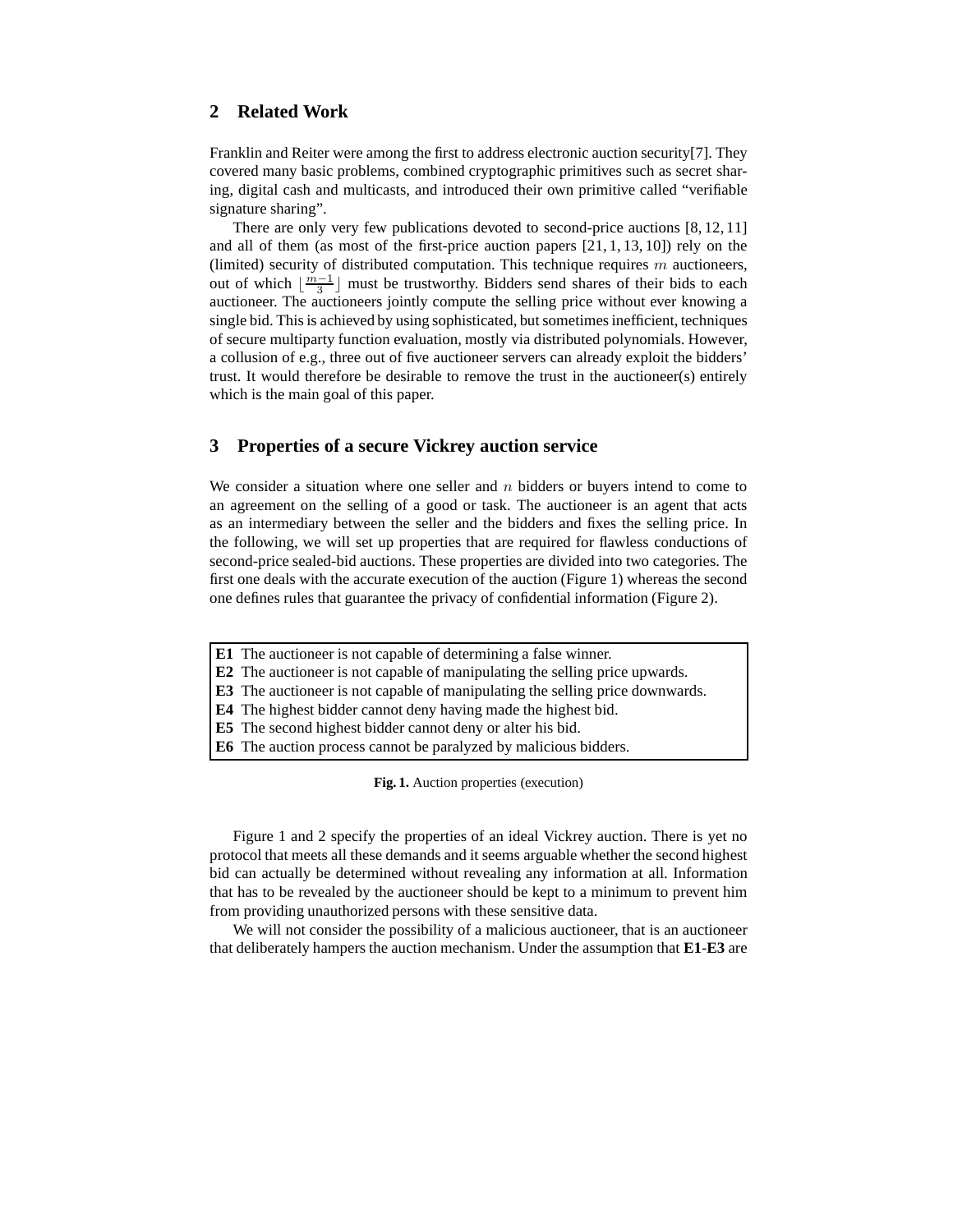## 2 Related Work

Franklin and Reiter were among the first to address electronic auction security[7]. They covered many basic problems, combined cryptographic primitives such as secret sharing, digital cash and multicasts, and introduced their own primitive called "verifiable signature sharing".

There are only very few publications devoted to second-price auctions [8, 12, 11] and all of them (as most of the first-price auction papers [21, 1, 13, 10]) rely on the (limited) security of distributed computation. This technique requires $m$ auctioneers, out of which $\lfloor \frac{m-1}{3} \rfloor$ must be trustworthy. Bidders send shares of their bids to each auctioneer. The auctioneers jointly compute the selling price without ever knowing a single bid. This is achieved by using sophisticated, but sometimes inefficient, techniques of secure multiparty function evaluation, mostly via distributed polynomials. However, a collusion of e.g., three out of five auctioneer servers can already exploit the bidders' trust. It would therefore be desirable to remove the trust in the auctioneer(s) entirely which is the main goal of this paper.

## 3 Properties of a secure Vickrey auction service

We consider a situation where one seller and $n$ bidders or buyers intend to come to an agreement on the selling of a good or task. The auctioneer is an agent that acts as an intermediary between the seller and the bidders and fixes the selling price. In the following, we will set up properties that are required for flawless conductions of second-price sealed-bid auctions. These properties are divided into two categories. The first one deals with the accurate execution of the auction (Figure 1) whereas the second one defines rules that guarantee the privacy of confidential information (Figure 2).

**E1** The auctioneer is not capable of determining a false winner.
**E2** The auctioneer is not capable of manipulating the selling price upwards.
**E3** The auctioneer is not capable of manipulating the selling price downwards.
**E4** The highest bidder cannot deny having made the highest bid.
**E5** The second highest bidder cannot deny or alter his bid.
**E6** The auction process cannot be paralyzed by malicious bidders.

**Fig. 1.** Auction properties (execution)

Figure 1 and 2 specify the properties of an ideal Vickrey auction. There is yet no protocol that meets all these demands and it seems arguable whether the second highest bid can actually be determined without revealing any information at all. Information that has to be revealed by the auctioneer should be kept to a minimum to prevent him from providing unauthorized persons with these sensitive data.

We will not consider the possibility of a malicious auctioneer, that is an auctioneer that deliberately hampers the auction mechanism. Under the assumption that **E1**-**E3** are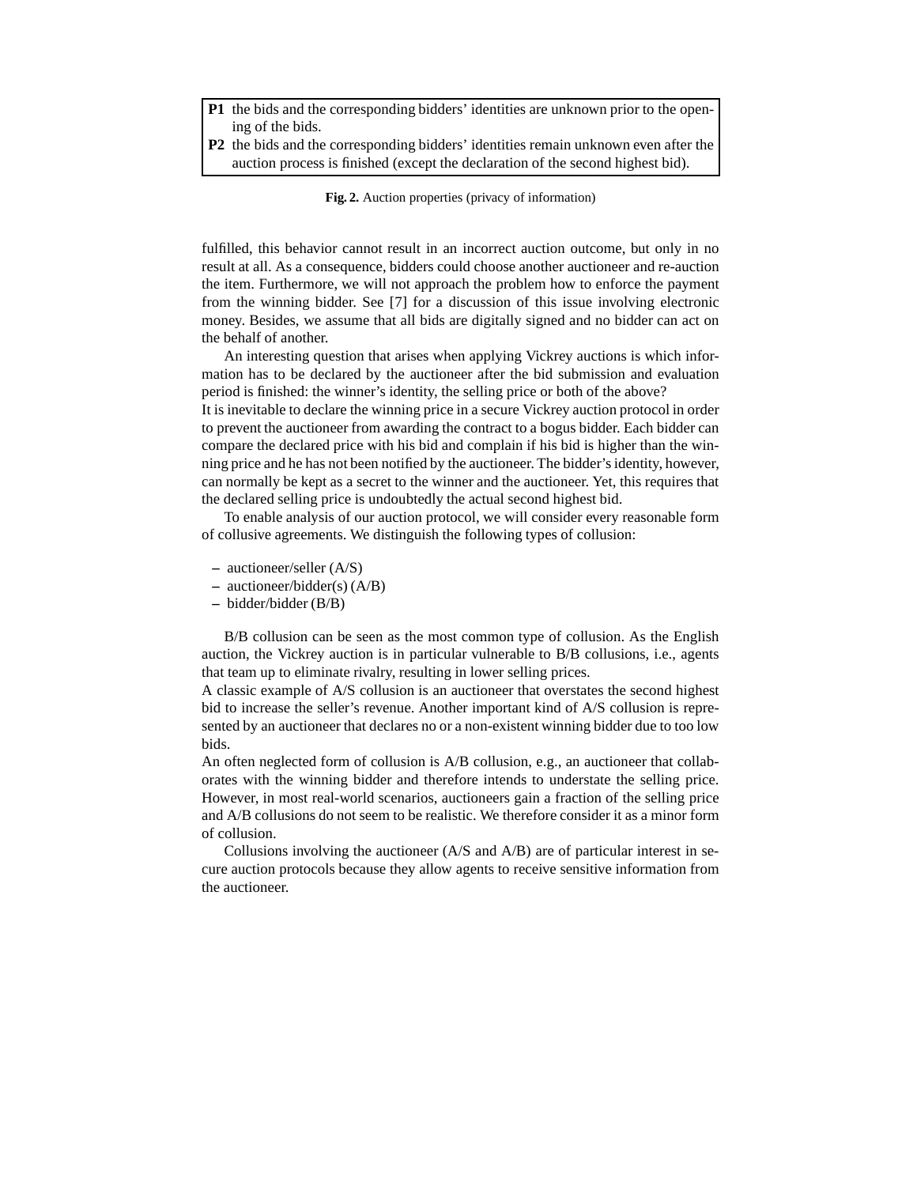**P1** the bids and the corresponding bidders' identities are unknown prior to the opening of the bids.

**P2** the bids and the corresponding bidders' identities remain unknown even after the auction process is finished (except the declaration of the second highest bid).

**Fig. 2.** Auction properties (privacy of information)

fulfilled, this behavior cannot result in an incorrect auction outcome, but only in no result at all. As a consequence, bidders could choose another auctioneer and re-auction the item. Furthermore, we will not approach the problem how to enforce the payment from the winning bidder. See [7] for a discussion of this issue involving electronic money. Besides, we assume that all bids are digitally signed and no bidder can act on the behalf of another.

An interesting question that arises when applying Vickrey auctions is which information has to be declared by the auctioneer after the bid submission and evaluation period is finished: the winner's identity, the selling price or both of the above?
It is inevitable to declare the winning price in a secure Vickrey auction protocol in order to prevent the auctioneer from awarding the contract to a bogus bidder. Each bidder can compare the declared price with his bid and complain if his bid is higher than the winning price and he has not been notified by the auctioneer. The bidder's identity, however, can normally be kept as a secret to the winner and the auctioneer. Yet, this requires that the declared selling price is undoubtedly the actual second highest bid.

To enable analysis of our auction protocol, we will consider every reasonable form of collusive agreements. We distinguish the following types of collusion:

- auctioneer/seller (A/S)
- auctioneer/bidder(s) (A/B)
- bidder/bidder (B/B)

B/B collusion can be seen as the most common type of collusion. As the English auction, the Vickrey auction is in particular vulnerable to B/B collusions, i.e., agents that team up to eliminate rivalry, resulting in lower selling prices.
A classic example of A/S collusion is an auctioneer that overstates the second highest bid to increase the seller's revenue. Another important kind of A/S collusion is represented by an auctioneer that declares no or a non-existent winning bidder due to too low bids.
An often neglected form of collusion is A/B collusion, e.g., an auctioneer that collaborates with the winning bidder and therefore intends to understate the selling price. However, in most real-world scenarios, auctioneers gain a fraction of the selling price and A/B collusions do not seem to be realistic. We therefore consider it as a minor form of collusion.

Collusions involving the auctioneer (A/S and A/B) are of particular interest in secure auction protocols because they allow agents to receive sensitive information from the auctioneer.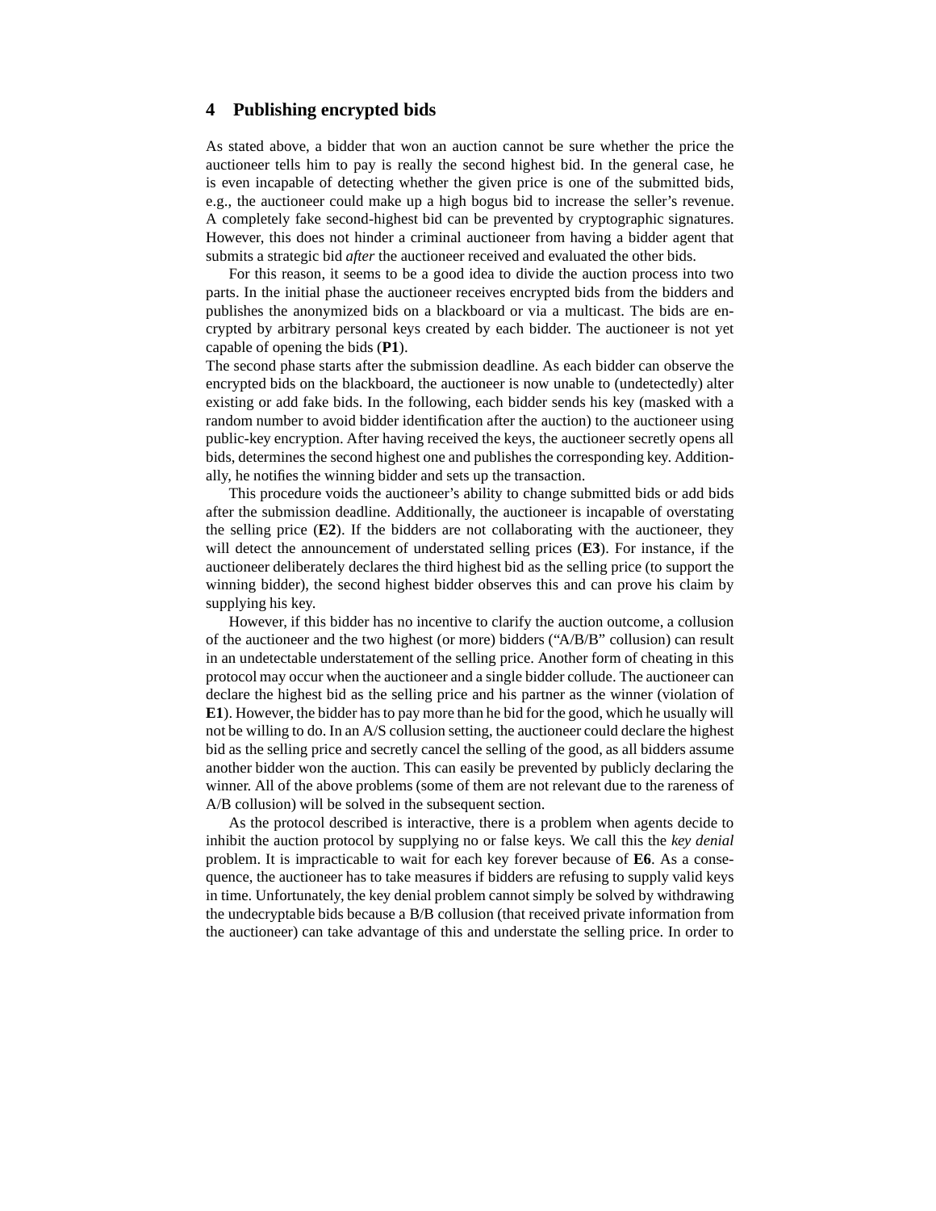## 4 Publishing encrypted bids

As stated above, a bidder that won an auction cannot be sure whether the price the auctioneer tells him to pay is really the second highest bid. In the general case, he is even incapable of detecting whether the given price is one of the submitted bids, e.g., the auctioneer could make up a high bogus bid to increase the seller's revenue. A completely fake second-highest bid can be prevented by cryptographic signatures. However, this does not hinder a criminal auctioneer from having a bidder agent that submits a strategic bid *after* the auctioneer received and evaluated the other bids.

For this reason, it seems to be a good idea to divide the auction process into two parts. In the initial phase the auctioneer receives encrypted bids from the bidders and publishes the anonymized bids on a blackboard or via a multicast. The bids are encrypted by arbitrary personal keys created by each bidder. The auctioneer is not yet capable of opening the bids (**P1**).
The second phase starts after the submission deadline. As each bidder can observe the encrypted bids on the blackboard, the auctioneer is now unable to (undetectedly) alter existing or add fake bids. In the following, each bidder sends his key (masked with a random number to avoid bidder identification after the auction) to the auctioneer using public-key encryption. After having received the keys, the auctioneer secretly opens all bids, determines the second highest one and publishes the corresponding key. Additionally, he notifies the winning bidder and sets up the transaction.

This procedure voids the auctioneer's ability to change submitted bids or add bids after the submission deadline. Additionally, the auctioneer is incapable of overstating the selling price (**E2**). If the bidders are not collaborating with the auctioneer, they will detect the announcement of understated selling prices (**E3**). For instance, if the auctioneer deliberately declares the third highest bid as the selling price (to support the winning bidder), the second highest bidder observes this and can prove his claim by supplying his key.

However, if this bidder has no incentive to clarify the auction outcome, a collusion of the auctioneer and the two highest (or more) bidders ("A/B/B" collusion) can result in an undetectable understatement of the selling price. Another form of cheating in this protocol may occur when the auctioneer and a single bidder collude. The auctioneer can declare the highest bid as the selling price and his partner as the winner (violation of **E1**). However, the bidder has to pay more than he bid for the good, which he usually will not be willing to do. In an A/S collusion setting, the auctioneer could declare the highest bid as the selling price and secretly cancel the selling of the good, as all bidders assume another bidder won the auction. This can easily be prevented by publicly declaring the winner. All of the above problems (some of them are not relevant due to the rareness of A/B collusion) will be solved in the subsequent section.

As the protocol described is interactive, there is a problem when agents decide to inhibit the auction protocol by supplying no or false keys. We call this the *key denial* problem. It is impracticable to wait for each key forever because of **E6**. As a consequence, the auctioneer has to take measures if bidders are refusing to supply valid keys in time. Unfortunately, the key denial problem cannot simply be solved by withdrawing the undecryptable bids because a B/B collusion (that received private information from the auctioneer) can take advantage of this and understate the selling price. In order to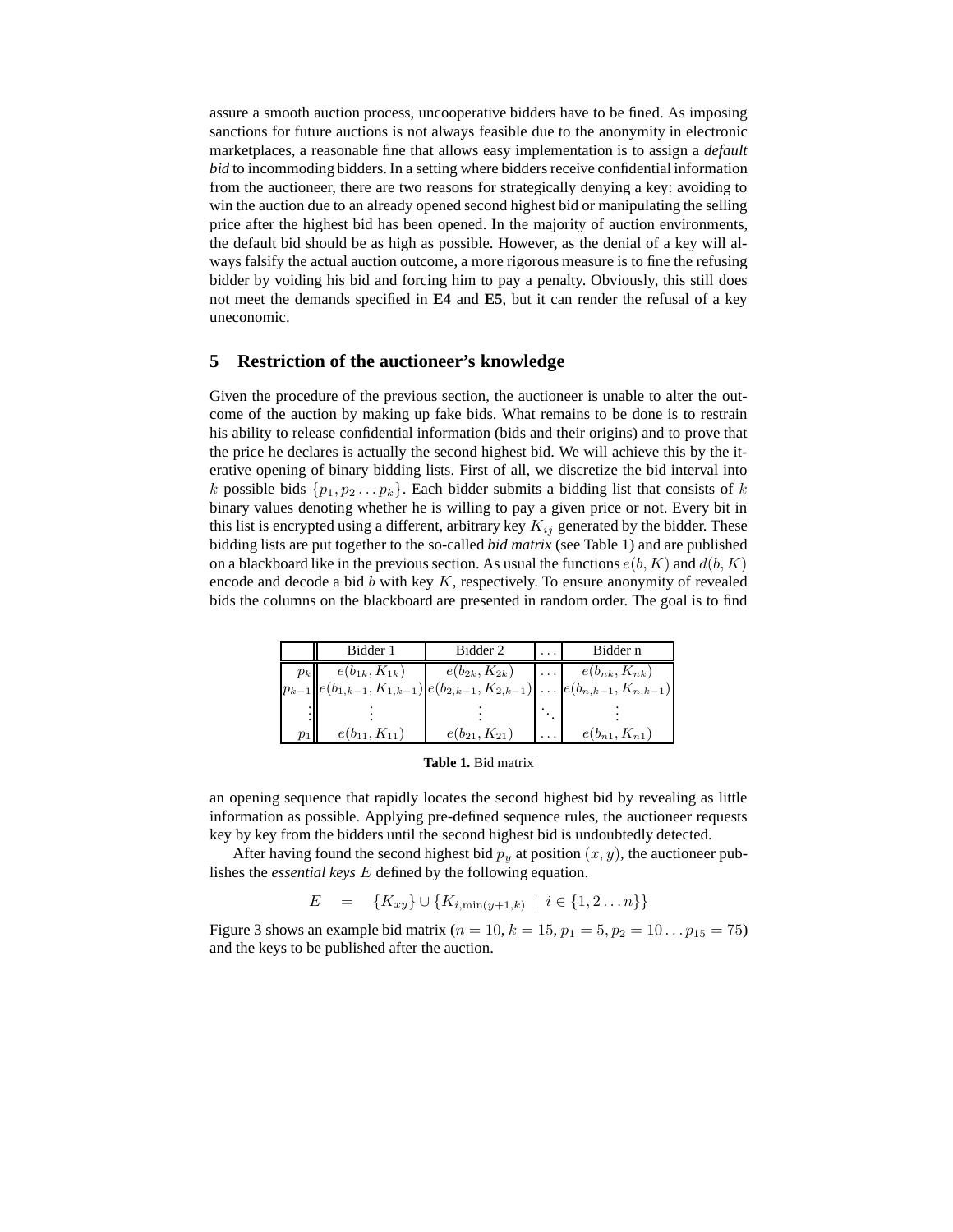assure a smooth auction process, uncooperative bidders have to be fined. As imposing sanctions for future auctions is not always feasible due to the anonymity in electronic marketplaces, a reasonable fine that allows easy implementation is to assign a *default bid* to incommoding bidders. In a setting where bidders receive confidential information from the auctioneer, there are two reasons for strategically denying a key: avoiding to win the auction due to an already opened second highest bid or manipulating the selling price after the highest bid has been opened. In the majority of auction environments, the default bid should be as high as possible. However, as the denial of a key will always falsify the actual auction outcome, a more rigorous measure is to fine the refusing bidder by voiding his bid and forcing him to pay a penalty. Obviously, this still does not meet the demands specified in **E4** and **E5**, but it can render the refusal of a key uneconomic.

## 5 Restriction of the auctioneer's knowledge

Given the procedure of the previous section, the auctioneer is unable to alter the outcome of the auction by making up fake bids. What remains to be done is to restrain his ability to release confidential information (bids and their origins) and to prove that the price he declares is actually the second highest bid. We will achieve this by the iterative opening of binary bidding lists. First of all, we discretize the bid interval into $k$ possible bids $\{p_1, p_2 \dots p_k\}$. Each bidder submits a bidding list that consists of $k$ binary values denoting whether he is willing to pay a given price or not. Every bit in this list is encrypted using a different, arbitrary key $K_{ij}$ generated by the bidder. These bidding lists are put together to the so-called *bid matrix* (see Table 1) and are published on a blackboard like in the previous section. As usual the functions $e(b, K)$ and $d(b, K)$ encode and decode a bid $b$ with key $K$, respectively. To ensure anonymity of revealed bids the columns on the blackboard are presented in random order. The goal is to find

| | Bidder 1 | Bidder 2 | $\dots$ | Bidder n |
|---|---|---|---|---|
| $p_k$ | $e(b_{1k}, K_{1k})$ | $e(b_{2k}, K_{2k})$ | $\dots$ | $e(b_{nk}, K_{nk})$ |
| $p_{k-1}$ | $e(b_{1,k-1}, K_{1,k-1})$ | $e(b_{2,k-1}, K_{2,k-1})$ | $\dots$ | $e(b_{n,k-1}, K_{n,k-1})$ |
| $\vdots$ | $\vdots$ | $\vdots$ | $\ddots$ | $\vdots$ |
| $p_1$ | $e(b_{11}, K_{11})$ | $e(b_{21}, K_{21})$ | $\dots$ | $e(b_{n1}, K_{n1})$ |

**Table 1.** Bid matrix

an opening sequence that rapidly locates the second highest bid by revealing as little information as possible. Applying pre-defined sequence rules, the auctioneer requests key by key from the bidders until the second highest bid is undoubtedly detected.

After having found the second highest bid $p_y$ at position $(x, y)$, the auctioneer publishes the *essential keys* $E$ defined by the following equation.

$$E \quad = \quad \{K_{xy}\} \cup \{K_{i,\min(y+1,k)} \mid i \in \{1, 2 \dots n\}\}$$

Figure 3 shows an example bid matrix ($n = 10$, $k = 15$, $p_1 = 5, p_2 = 10 \dots p_{15} = 75$) and the keys to be published after the auction.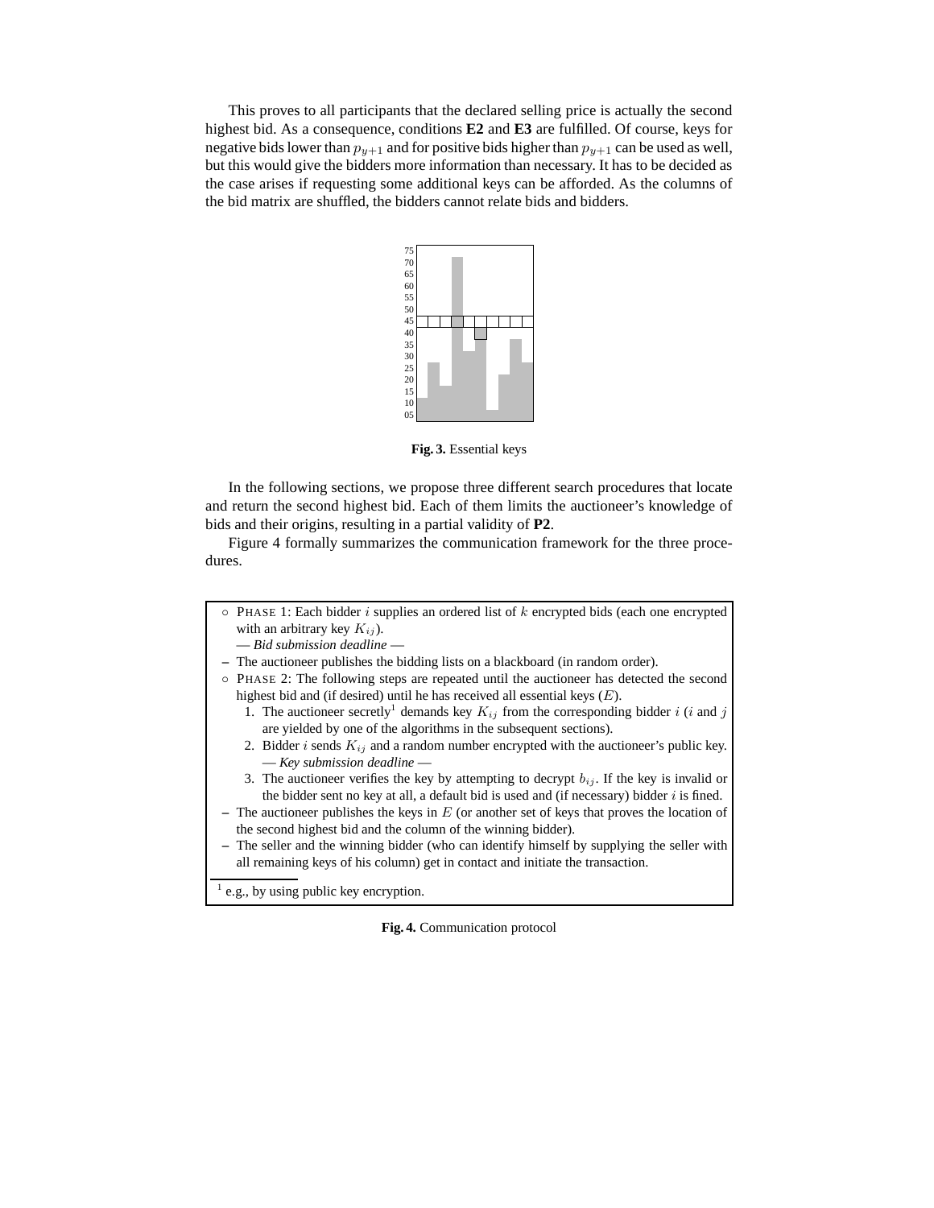This proves to all participants that the declared selling price is actually the second highest bid. As a consequence, conditions **E2** and **E3** are fulfilled. Of course, keys for negative bids lower than $p_{y+1}$ and for positive bids higher than $p_{y+1}$ can be used as well, but this would give the bidders more information than necessary. It has to be decided as the case arises if requesting some additional keys can be afforded. As the columns of the bid matrix are shuffled, the bidders cannot relate bids and bidders.

**Fig. 3.** Essential keys

In the following sections, we propose three different search procedures that locate and return the second highest bid. Each of them limits the auctioneer's knowledge of bids and their origins, resulting in a partial validity of **P2**.

Figure 4 formally summarizes the communication framework for the three procedures.

- ○ PHASE 1: Each bidder $i$ supplies an ordered list of $k$ encrypted bids (each one encrypted with an arbitrary key $K_{ij}$).
  — *Bid submission deadline* —
- – The auctioneer publishes the bidding lists on a blackboard (in random order).
- ○ PHASE 2: The following steps are repeated until the auctioneer has detected the second highest bid and (if desired) until he has received all essential keys ($E$).
  1. The auctioneer secretly[1] demands key $K_{ij}$ from the corresponding bidder $i$ ($i$ and $j$ are yielded by one of the algorithms in the subsequent sections).
  2. Bidder $i$ sends $K_{ij}$ and a random number encrypted with the auctioneer's public key.
     — *Key submission deadline* —
  3. The auctioneer verifies the key by attempting to decrypt $b_{ij}$. If the key is invalid or the bidder sent no key at all, a default bid is used and (if necessary) bidder $i$ is fined.
- – The auctioneer publishes the keys in $E$ (or another set of keys that proves the location of the second highest bid and the column of the winning bidder).
- – The seller and the winning bidder (who can identify himself by supplying the seller with all remaining keys of his column) get in contact and initiate the transaction.

[1] e.g., by using public key encryption.

**Fig. 4.** Communication protocol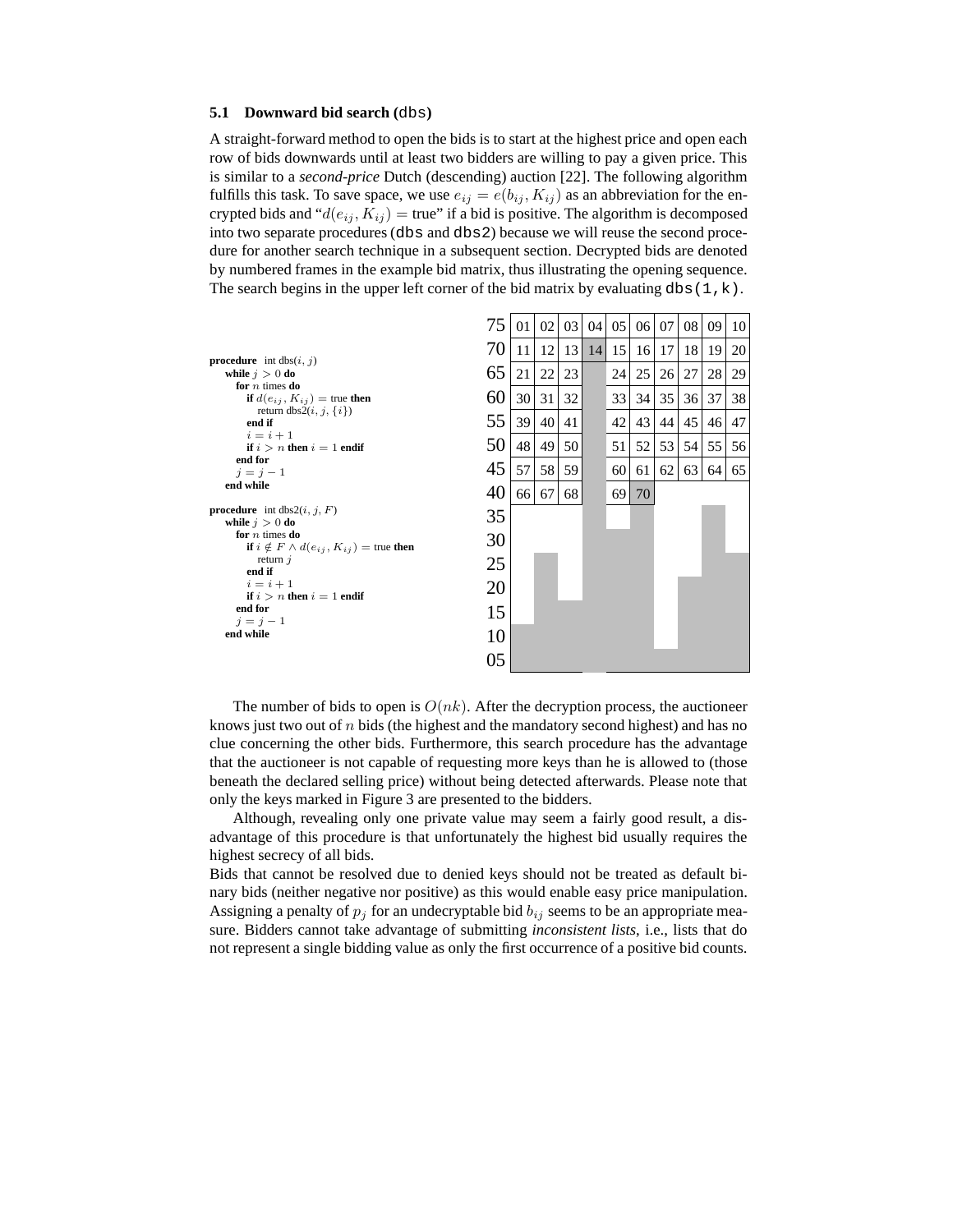### 5.1 Downward bid search (dbs)

A straight-forward method to open the bids is to start at the highest price and open each row of bids downwards until at least two bidders are willing to pay a given price. This is similar to a *second-price* Dutch (descending) auction [22]. The following algorithm fulfills this task. To save space, we use $e_{ij} = e(b_{ij}, K_{ij})$ as an abbreviation for the encrypted bids and "$d(e_{ij}, K_{ij}) =$ true" if a bid is positive. The algorithm is decomposed into two separate procedures (dbs and dbs2) because we will reuse the second procedure for another search technique in a subsequent section. Decrypted bids are denoted by numbered frames in the example bid matrix, thus illustrating the opening sequence. The search begins in the upper left corner of the bid matrix by evaluating dbs(1,k).

```
procedure int dbs(i, j)
  while j > 0 do
    for n times do
      if d(e_ij, K_ij) = true then
        return dbs2(i, j, {i})
      end if
      i = i + 1
      if i > n then i = 1 endif
    end for
    j = j − 1
  end while

procedure int dbs2(i, j, F)
  while j > 0 do
    for n times do
      if i ∉ F ∧ d(e_ij, K_ij) = true then
        return j
      end if
      i = i + 1
      if i > n then i = 1 endif
    end for
    j = j − 1
  end while
```

| | | | | | | | | | | |
|---|---|---|---|---|---|---|---|---|---|---|
| 75 | 01 | 02 | 03 | 04 | 05 | 06 | 07 | 08 | 09 | 10 |
| 70 | 11 | 12 | 13 | 14 | 15 | 16 | 17 | 18 | 19 | 20 |
| 65 | 21 | 22 | 23 | | 24 | 25 | 26 | 27 | 28 | 29 |
| 60 | 30 | 31 | 32 | | 33 | 34 | 35 | 36 | 37 | 38 |
| 55 | 39 | 40 | 41 | | 42 | 43 | 44 | 45 | 46 | 47 |
| 50 | 48 | 49 | 50 | | 51 | 52 | 53 | 54 | 55 | 56 |
| 45 | 57 | 58 | 59 | | 60 | 61 | 62 | 63 | 64 | 65 |
| 40 | 66 | 67 | 68 | | 69 | 70 | | | | |
| 35 | | | | | | | | | | |
| 30 | | | | | | | | | | |
| 25 | | | | | | | | | | |
| 20 | | | | | | | | | | |
| 15 | | | | | | | | | | |
| 10 | | | | | | | | | | |
| 05 | | | | | | | | | | |

The number of bids to open is $O(nk)$. After the decryption process, the auctioneer knows just two out of $n$ bids (the highest and the mandatory second highest) and has no clue concerning the other bids. Furthermore, this search procedure has the advantage that the auctioneer is not capable of requesting more keys than he is allowed to (those beneath the declared selling price) without being detected afterwards. Please note that only the keys marked in Figure 3 are presented to the bidders.

Although, revealing only one private value may seem a fairly good result, a disadvantage of this procedure is that unfortunately the highest bid usually requires the highest secrecy of all bids.

Bids that cannot be resolved due to denied keys should not be treated as default binary bids (neither negative nor positive) as this would enable easy price manipulation. Assigning a penalty of $p_j$ for an undecryptable bid $b_{ij}$ seems to be an appropriate measure. Bidders cannot take advantage of submitting *inconsistent lists*, i.e., lists that do not represent a single bidding value as only the first occurrence of a positive bid counts.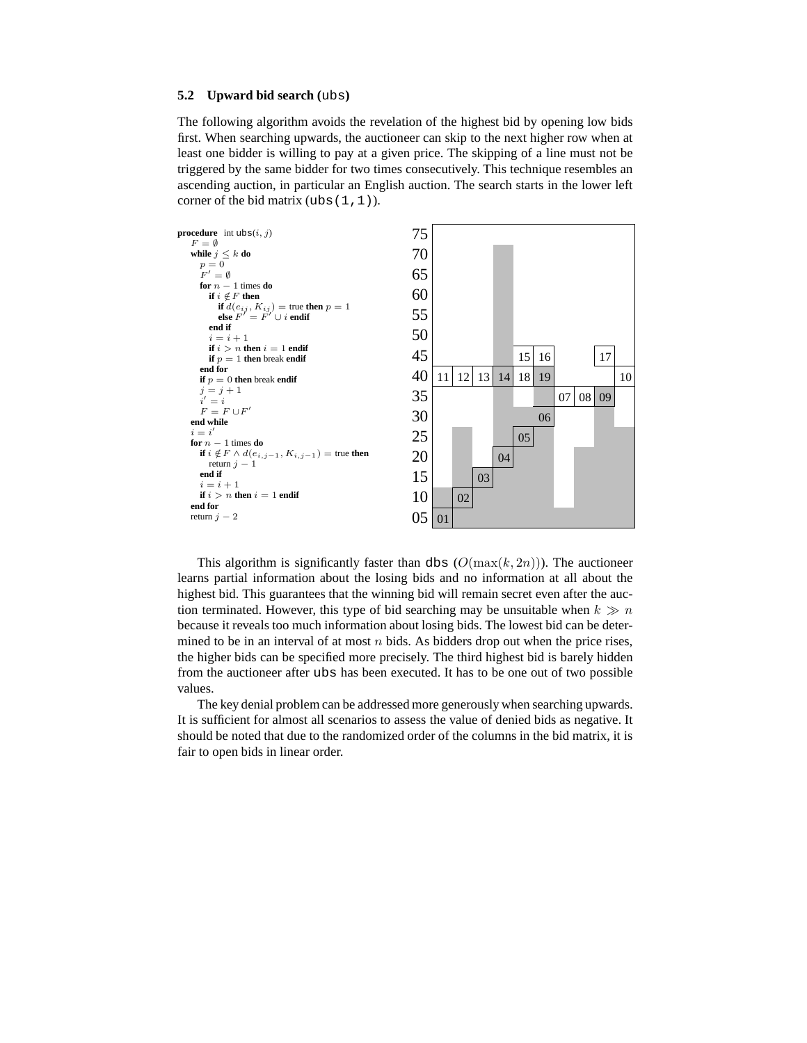### 5.2 Upward bid search (ubs)

The following algorithm avoids the revelation of the highest bid by opening low bids first. When searching upwards, the auctioneer can skip to the next higher row when at least one bidder is willing to pay at a given price. The skipping of a line must not be triggered by the same bidder for two times consecutively. This technique resembles an ascending auction, in particular an English auction. The search starts in the lower left corner of the bid matrix (`ubs(1,1)`).

```
procedure int ubs(i, j)
  F = ∅
  while j ≤ k do
    p = 0
    F' = ∅
    for n − 1 times do
      if i ∉ F then
        if d(e_ij, K_ij) = true then p = 1
        else F' = F' ∪ i endif
      end if
      i = i + 1
      if i > n then i = 1 endif
      if p = 1 then break endif
    end for
    if p = 0 then break endif
    j = j + 1
    i' = i
    F = F ∪ F'
  end while
  i = i'
  for n − 1 times do
    if i ∉ F ∧ d(e_{i,j−1}, K_{i,j−1}) = true then
      return j − 1
    end if
    i = i + 1
    if i > n then i = 1 endif
  end for
  return j − 2
```

This algorithm is significantly faster than dbs ($O(\max(k, 2n))$). The auctioneer learns partial information about the losing bids and no information at all about the highest bid. This guarantees that the winning bid will remain secret even after the auction terminated. However, this type of bid searching may be unsuitable when $k \gg n$ because it reveals too much information about losing bids. The lowest bid can be determined to be in an interval of at most $n$ bids. As bidders drop out when the price rises, the higher bids can be specified more precisely. The third highest bid is barely hidden from the auctioneer after ubs has been executed. It has to be one out of two possible values.

The key denial problem can be addressed more generously when searching upwards. It is sufficient for almost all scenarios to assess the value of denied bids as negative. It should be noted that due to the randomized order of the columns in the bid matrix, it is fair to open bids in linear order.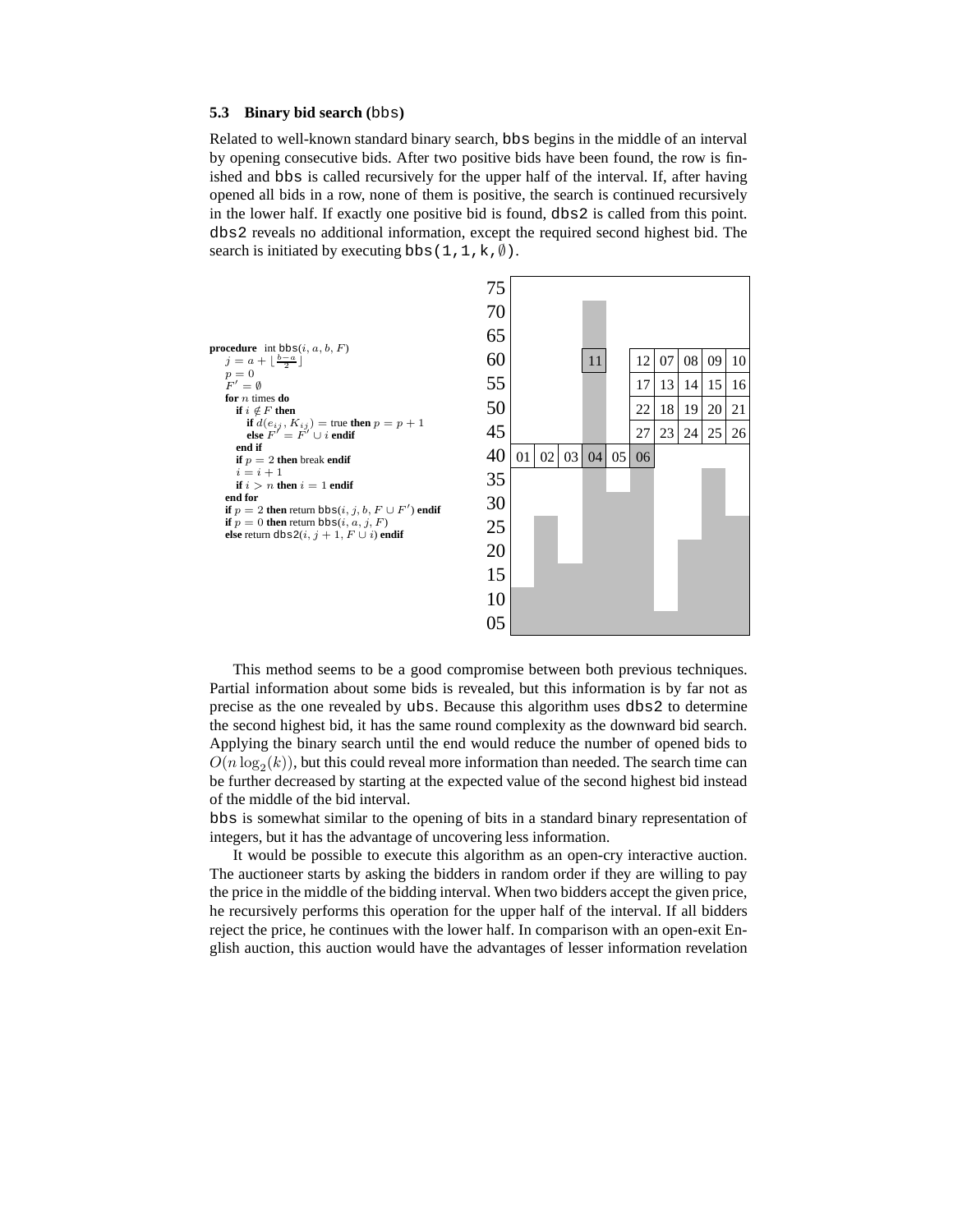### 5.3 Binary bid search (bbs)

Related to well-known standard binary search, bbs begins in the middle of an interval by opening consecutive bids. After two positive bids have been found, the row is finished and bbs is called recursively for the upper half of the interval. If, after having opened all bids in a row, none of them is positive, the search is continued recursively in the lower half. If exactly one positive bid is found, dbs2 is called from this point. dbs2 reveals no additional information, except the required second highest bid. The search is initiated by executing bbs(1,1,k,$\emptyset$).

**procedure** int bbs$(i, a, b, F)$
  $j = a + \lfloor \frac{b-a}{2} \rfloor$
  $p = 0$
  $F' = \emptyset$
  **for** $n$ times **do**
    **if** $i \notin F$ **then**
      **if** $d(e_{ij}, K_{ij}) =$ true **then** $p = p + 1$
      **else** $F' = F' \cup i$ **endif**
    **end if**
    **if** $p = 2$ **then** break **endif**
    $i = i + 1$
    **if** $i > n$ **then** $i = 1$ **endif**
  **end for**
  **if** $p = 2$ **then** return bbs$(i, j, b, F \cup F')$ **endif**
  **if** $p = 0$ **then** return bbs$(i, a, j, F)$
  **else** return dbs2$(i, j + 1, F \cup i)$ **endif**

This method seems to be a good compromise between both previous techniques. Partial information about some bids is revealed, but this information is by far not as precise as the one revealed by ubs. Because this algorithm uses dbs2 to determine the second highest bid, it has the same round complexity as the downward bid search. Applying the binary search until the end would reduce the number of opened bids to $O(n \log_2(k))$, but this could reveal more information than needed. The search time can be further decreased by starting at the expected value of the second highest bid instead of the middle of the bid interval.

bbs is somewhat similar to the opening of bits in a standard binary representation of integers, but it has the advantage of uncovering less information.

It would be possible to execute this algorithm as an open-cry interactive auction. The auctioneer starts by asking the bidders in random order if they are willing to pay the price in the middle of the bidding interval. When two bidders accept the given price, he recursively performs this operation for the upper half of the interval. If all bidders reject the price, he continues with the lower half. In comparison with an open-exit English auction, this auction would have the advantages of lesser information revelation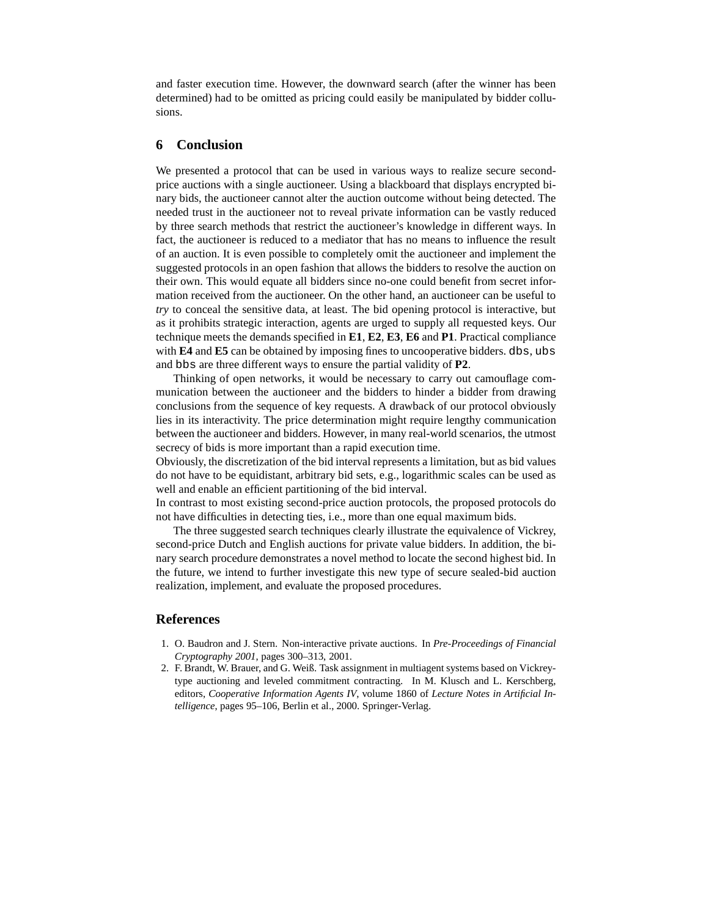and faster execution time. However, the downward search (after the winner has been determined) had to be omitted as pricing could easily be manipulated by bidder collusions.

## 6 Conclusion

We presented a protocol that can be used in various ways to realize secure second-price auctions with a single auctioneer. Using a blackboard that displays encrypted binary bids, the auctioneer cannot alter the auction outcome without being detected. The needed trust in the auctioneer not to reveal private information can be vastly reduced by three search methods that restrict the auctioneer's knowledge in different ways. In fact, the auctioneer is reduced to a mediator that has no means to influence the result of an auction. It is even possible to completely omit the auctioneer and implement the suggested protocols in an open fashion that allows the bidders to resolve the auction on their own. This would equate all bidders since no-one could benefit from secret information received from the auctioneer. On the other hand, an auctioneer can be useful to *try* to conceal the sensitive data, at least. The bid opening protocol is interactive, but as it prohibits strategic interaction, agents are urged to supply all requested keys. Our technique meets the demands specified in **E1**, **E2**, **E3**, **E6** and **P1**. Practical compliance with **E4** and **E5** can be obtained by imposing fines to uncooperative bidders. `dbs`, `ubs` and `bbs` are three different ways to ensure the partial validity of **P2**.

Thinking of open networks, it would be necessary to carry out camouflage communication between the auctioneer and the bidders to hinder a bidder from drawing conclusions from the sequence of key requests. A drawback of our protocol obviously lies in its interactivity. The price determination might require lengthy communication between the auctioneer and bidders. However, in many real-world scenarios, the utmost secrecy of bids is more important than a rapid execution time.

Obviously, the discretization of the bid interval represents a limitation, but as bid values do not have to be equidistant, arbitrary bid sets, e.g., logarithmic scales can be used as well and enable an efficient partitioning of the bid interval.

In contrast to most existing second-price auction protocols, the proposed protocols do not have difficulties in detecting ties, i.e., more than one equal maximum bids.

The three suggested search techniques clearly illustrate the equivalence of Vickrey, second-price Dutch and English auctions for private value bidders. In addition, the binary search procedure demonstrates a novel method to locate the second highest bid. In the future, we intend to further investigate this new type of secure sealed-bid auction realization, implement, and evaluate the proposed procedures.

## References

1. O. Baudron and J. Stern. Non-interactive private auctions. In *Pre-Proceedings of Financial Cryptography 2001*, pages 300–313, 2001.
2. F. Brandt, W. Brauer, and G. Weiß. Task assignment in multiagent systems based on Vickrey-type auctioning and leveled commitment contracting. In M. Klusch and L. Kerschberg, editors, *Cooperative Information Agents IV*, volume 1860 of *Lecture Notes in Artificial Intelligence*, pages 95–106, Berlin et al., 2000. Springer-Verlag.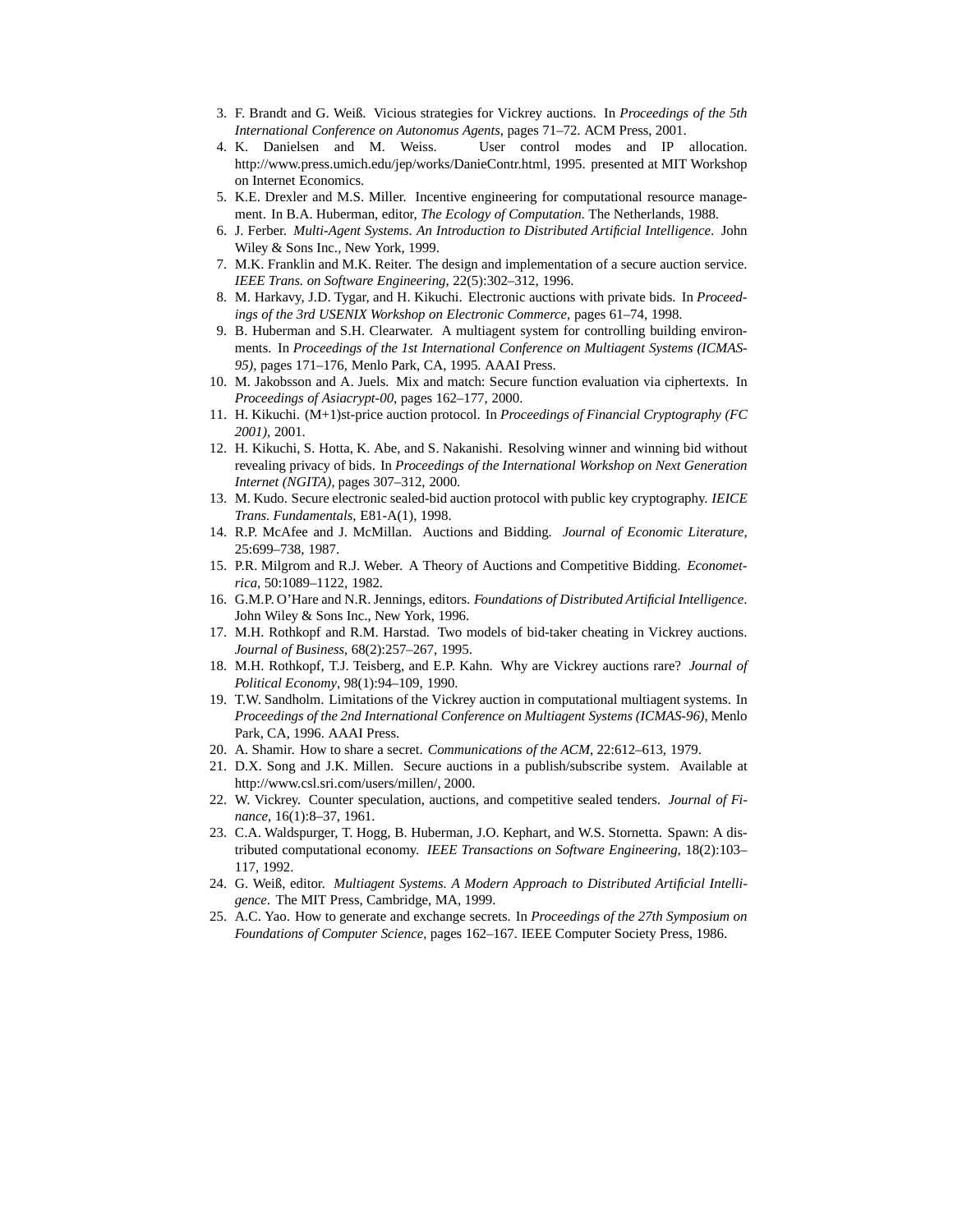3. F. Brandt and G. Weiß. Vicious strategies for Vickrey auctions. In *Proceedings of the 5th International Conference on Autonomus Agents*, pages 71–72. ACM Press, 2001.
4. K. Danielsen and M. Weiss. User control modes and IP allocation. http://www.press.umich.edu/jep/works/DanieContr.html, 1995. presented at MIT Workshop on Internet Economics.
5. K.E. Drexler and M.S. Miller. Incentive engineering for computational resource management. In B.A. Huberman, editor, *The Ecology of Computation*. The Netherlands, 1988.
6. J. Ferber. *Multi-Agent Systems. An Introduction to Distributed Artificial Intelligence*. John Wiley & Sons Inc., New York, 1999.
7. M.K. Franklin and M.K. Reiter. The design and implementation of a secure auction service. *IEEE Trans. on Software Engineering*, 22(5):302–312, 1996.
8. M. Harkavy, J.D. Tygar, and H. Kikuchi. Electronic auctions with private bids. In *Proceedings of the 3rd USENIX Workshop on Electronic Commerce*, pages 61–74, 1998.
9. B. Huberman and S.H. Clearwater. A multiagent system for controlling building environments. In *Proceedings of the 1st International Conference on Multiagent Systems (ICMAS-95)*, pages 171–176, Menlo Park, CA, 1995. AAAI Press.
10. M. Jakobsson and A. Juels. Mix and match: Secure function evaluation via ciphertexts. In *Proceedings of Asiacrypt-00*, pages 162–177, 2000.
11. H. Kikuchi. (M+1)st-price auction protocol. In *Proceedings of Financial Cryptography (FC 2001)*, 2001.
12. H. Kikuchi, S. Hotta, K. Abe, and S. Nakanishi. Resolving winner and winning bid without revealing privacy of bids. In *Proceedings of the International Workshop on Next Generation Internet (NGITA)*, pages 307–312, 2000.
13. M. Kudo. Secure electronic sealed-bid auction protocol with public key cryptography. *IEICE Trans. Fundamentals*, E81-A(1), 1998.
14. R.P. McAfee and J. McMillan. Auctions and Bidding. *Journal of Economic Literature*, 25:699–738, 1987.
15. P.R. Milgrom and R.J. Weber. A Theory of Auctions and Competitive Bidding. *Econometrica*, 50:1089–1122, 1982.
16. G.M.P. O'Hare and N.R. Jennings, editors. *Foundations of Distributed Artificial Intelligence*. John Wiley & Sons Inc., New York, 1996.
17. M.H. Rothkopf and R.M. Harstad. Two models of bid-taker cheating in Vickrey auctions. *Journal of Business*, 68(2):257–267, 1995.
18. M.H. Rothkopf, T.J. Teisberg, and E.P. Kahn. Why are Vickrey auctions rare? *Journal of Political Economy*, 98(1):94–109, 1990.
19. T.W. Sandholm. Limitations of the Vickrey auction in computational multiagent systems. In *Proceedings of the 2nd International Conference on Multiagent Systems (ICMAS-96)*, Menlo Park, CA, 1996. AAAI Press.
20. A. Shamir. How to share a secret. *Communications of the ACM*, 22:612–613, 1979.
21. D.X. Song and J.K. Millen. Secure auctions in a publish/subscribe system. Available at http://www.csl.sri.com/users/millen/, 2000.
22. W. Vickrey. Counter speculation, auctions, and competitive sealed tenders. *Journal of Finance*, 16(1):8–37, 1961.
23. C.A. Waldspurger, T. Hogg, B. Huberman, J.O. Kephart, and W.S. Stornetta. Spawn: A distributed computational economy. *IEEE Transactions on Software Engineering*, 18(2):103–117, 1992.
24. G. Weiß, editor. *Multiagent Systems. A Modern Approach to Distributed Artificial Intelligence*. The MIT Press, Cambridge, MA, 1999.
25. A.C. Yao. How to generate and exchange secrets. In *Proceedings of the 27th Symposium on Foundations of Computer Science*, pages 162–167. IEEE Computer Society Press, 1986.